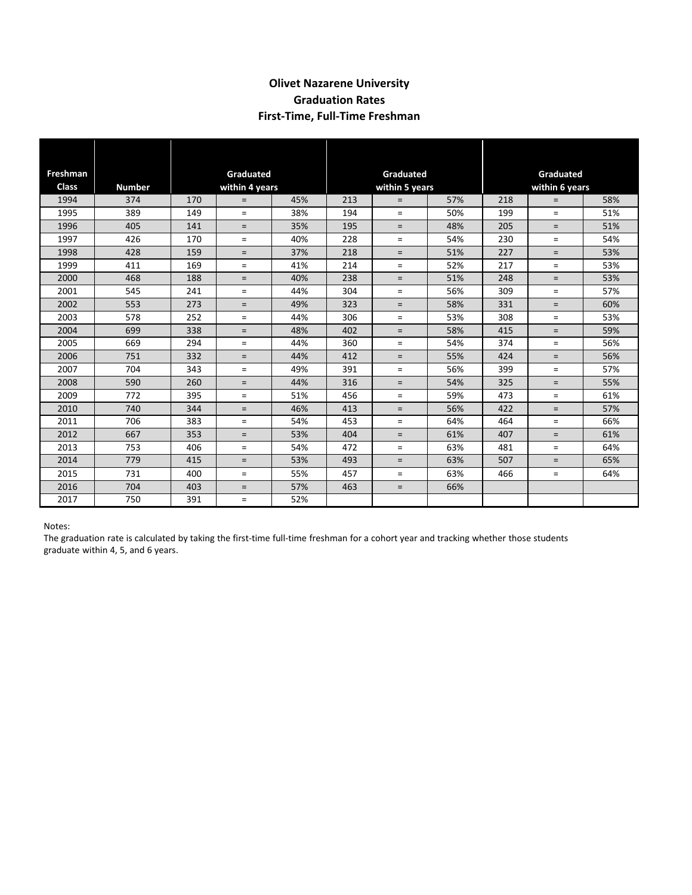**Olivet Nazarene University**
**Graduation Rates**
**First-Time, Full-Time Freshman**

| Freshman Class | Number | Graduated within 4 years | | | Graduated within 5 years | | | Graduated within 6 years | | |
|---|---|---|---|---|---|---|---|---|---|---|
| 1994 | 374 | 170 | = | 45% | 213 | = | 57% | 218 | = | 58% |
| 1995 | 389 | 149 | = | 38% | 194 | = | 50% | 199 | = | 51% |
| 1996 | 405 | 141 | = | 35% | 195 | = | 48% | 205 | = | 51% |
| 1997 | 426 | 170 | = | 40% | 228 | = | 54% | 230 | = | 54% |
| 1998 | 428 | 159 | = | 37% | 218 | = | 51% | 227 | = | 53% |
| 1999 | 411 | 169 | = | 41% | 214 | = | 52% | 217 | = | 53% |
| 2000 | 468 | 188 | = | 40% | 238 | = | 51% | 248 | = | 53% |
| 2001 | 545 | 241 | = | 44% | 304 | = | 56% | 309 | = | 57% |
| 2002 | 553 | 273 | = | 49% | 323 | = | 58% | 331 | = | 60% |
| 2003 | 578 | 252 | = | 44% | 306 | = | 53% | 308 | = | 53% |
| 2004 | 699 | 338 | = | 48% | 402 | = | 58% | 415 | = | 59% |
| 2005 | 669 | 294 | = | 44% | 360 | = | 54% | 374 | = | 56% |
| 2006 | 751 | 332 | = | 44% | 412 | = | 55% | 424 | = | 56% |
| 2007 | 704 | 343 | = | 49% | 391 | = | 56% | 399 | = | 57% |
| 2008 | 590 | 260 | = | 44% | 316 | = | 54% | 325 | = | 55% |
| 2009 | 772 | 395 | = | 51% | 456 | = | 59% | 473 | = | 61% |
| 2010 | 740 | 344 | = | 46% | 413 | = | 56% | 422 | = | 57% |
| 2011 | 706 | 383 | = | 54% | 453 | = | 64% | 464 | = | 66% |
| 2012 | 667 | 353 | = | 53% | 404 | = | 61% | 407 | = | 61% |
| 2013 | 753 | 406 | = | 54% | 472 | = | 63% | 481 | = | 64% |
| 2014 | 779 | 415 | = | 53% | 493 | = | 63% | 507 | = | 65% |
| 2015 | 731 | 400 | = | 55% | 457 | = | 63% | 466 | = | 64% |
| 2016 | 704 | 403 | = | 57% | 463 | = | 66% | | | |
| 2017 | 750 | 391 | = | 52% | | | | | | |

Notes:
The graduation rate is calculated by taking the first-time full-time freshman for a cohort year and tracking whether those students graduate within 4, 5, and 6 years.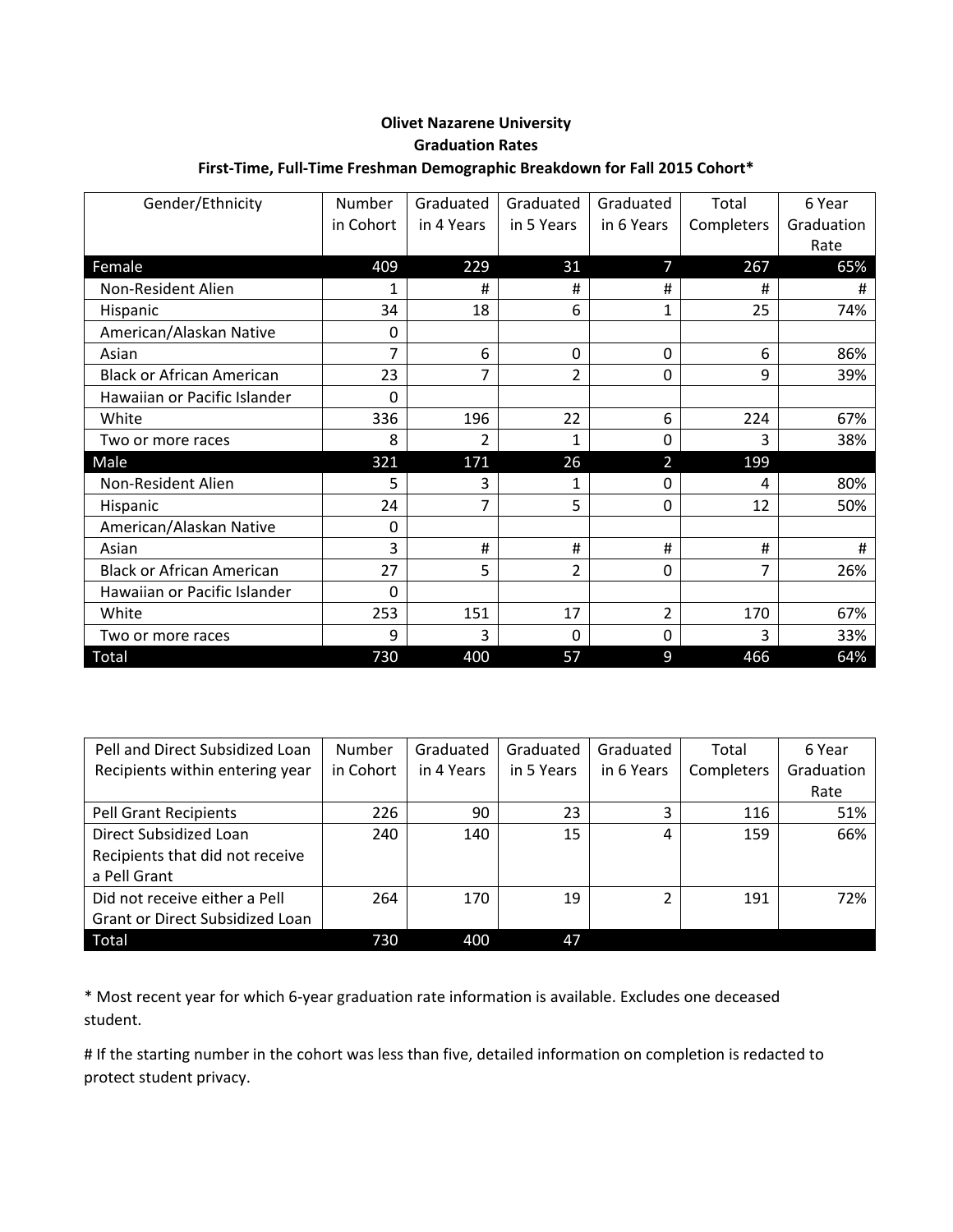**Olivet Nazarene University**
**Graduation Rates**
**First-Time, Full-Time Freshman Demographic Breakdown for Fall 2015 Cohort***

| Gender/Ethnicity | Number in Cohort | Graduated in 4 Years | Graduated in 5 Years | Graduated in 6 Years | Total Completers | 6 Year Graduation Rate |
|---|---|---|---|---|---|---|
| Female | 409 | 229 | 31 | 7 | 267 | 65% |
| Non-Resident Alien | 1 | # | # | # | # | # |
| Hispanic | 34 | 18 | 6 | 1 | 25 | 74% |
| American/Alaskan Native | 0 | | | | | |
| Asian | 7 | 6 | 0 | 0 | 6 | 86% |
| Black or African American | 23 | 7 | 2 | 0 | 9 | 39% |
| Hawaiian or Pacific Islander | 0 | | | | | |
| White | 336 | 196 | 22 | 6 | 224 | 67% |
| Two or more races | 8 | 2 | 1 | 0 | 3 | 38% |
| Male | 321 | 171 | 26 | 2 | 199 | |
| Non-Resident Alien | 5 | 3 | 1 | 0 | 4 | 80% |
| Hispanic | 24 | 7 | 5 | 0 | 12 | 50% |
| American/Alaskan Native | 0 | | | | | |
| Asian | 3 | # | # | # | # | # |
| Black or African American | 27 | 5 | 2 | 0 | 7 | 26% |
| Hawaiian or Pacific Islander | 0 | | | | | |
| White | 253 | 151 | 17 | 2 | 170 | 67% |
| Two or more races | 9 | 3 | 0 | 0 | 3 | 33% |
| Total | 730 | 400 | 57 | 9 | 466 | 64% |

| Pell and Direct Subsidized Loan Recipients within entering year | Number in Cohort | Graduated in 4 Years | Graduated in 5 Years | Graduated in 6 Years | Total Completers | 6 Year Graduation Rate |
|---|---|---|---|---|---|---|
| Pell Grant Recipients | 226 | 90 | 23 | 3 | 116 | 51% |
| Direct Subsidized Loan Recipients that did not receive a Pell Grant | 240 | 140 | 15 | 4 | 159 | 66% |
| Did not receive either a Pell Grant or Direct Subsidized Loan | 264 | 170 | 19 | 2 | 191 | 72% |
| Total | 730 | 400 | 47 | | | |

* Most recent year for which 6-year graduation rate information is available. Excludes one deceased student.

# If the starting number in the cohort was less than five, detailed information on completion is redacted to protect student privacy.